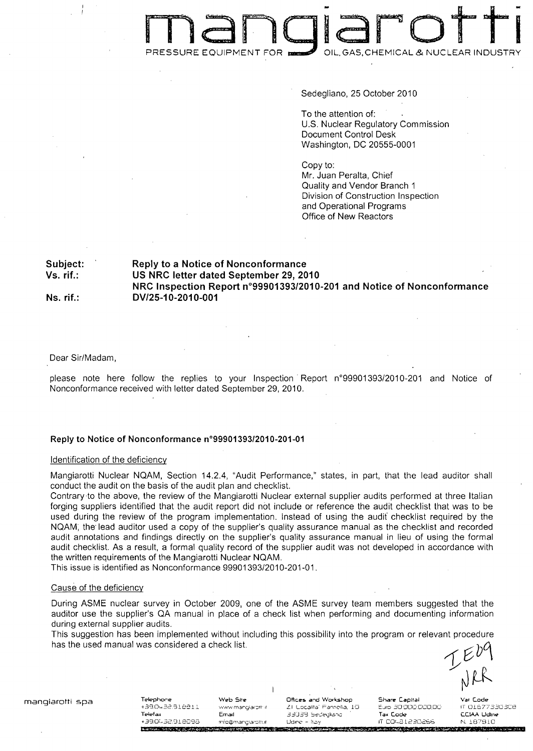# mangiarotti

PRESSURE EQUIPMENT FOR OIL, GAS, CHEMICAL & NUCLEAR INDUSTRY

Sedegliano, 25 October 2010

To the attention of:
U.S. Nuclear Regulatory Commission
Document Control Desk
Washington, DC 20555-0001

Copy to:
Mr. Juan Peralta, Chief
Quality and Vendor Branch 1
Division of Construction Inspection
and Operational Programs
Office of New Reactors

**Subject:** **Reply to a Notice of Nonconformance**
**Vs. rif.:** **US NRC letter dated September 29, 2010**
**NRC Inspection Report n°99901393/2010-201 and Notice of Nonconformance**
**Ns. rif.:** **DV/25-10-2010-001**

Dear Sir/Madam,

please note here follow the replies to your Inspection Report n°99901393/2010-201 and Notice of Nonconformance received with letter dated September 29, 2010.

### Reply to Notice of Nonconformance n°99901393/2010-201-01

Identification of the deficiency

Mangiarotti Nuclear NQAM, Section 14.2.4, "Audit Performance," states, in part, that the lead auditor shall conduct the audit on the basis of the audit plan and checklist.

Contrary to the above, the review of the Mangiarotti Nuclear external supplier audits performed at three Italian forging suppliers identified that the audit report did not include or reference the audit checklist that was to be used during the review of the program implementation. Instead of using the audit checklist required by the NQAM, the lead auditor used a copy of the supplier's quality assurance manual as the checklist and recorded audit annotations and findings directly on the supplier's quality assurance manual in lieu of using the formal audit checklist. As a result, a formal quality record of the supplier audit was not developed in accordance with the written requirements of the Mangiarotti Nuclear NQAM.

This issue is identified as Nonconformance 99901393/2010-201-01.

Cause of the deficiency

During ASME nuclear survey in October 2009, one of the ASME survey team members suggested that the auditor use the supplier's QA manual in place of a check list when performing and documenting information during external supplier audits.

This suggestion has been implemented without including this possibility into the program or relevant procedure has the used manual was considered a check list.

IE09
NRR

mangiarotti spa

Telephone +39.0432.918811
Telefax +39.0432.918098

Web Site www.mangiarotti.it
Email info@mangiarotti.it

Offices and Workshop
ZI Localita' Pannellia, 10
33039 Sedegliano
Udine – Italy

Share Capital
Euro 30.000.000,00
Tax Code
IT 00431230266

Vat Code
IT 01677330308
CCIAA Udine
N. 187810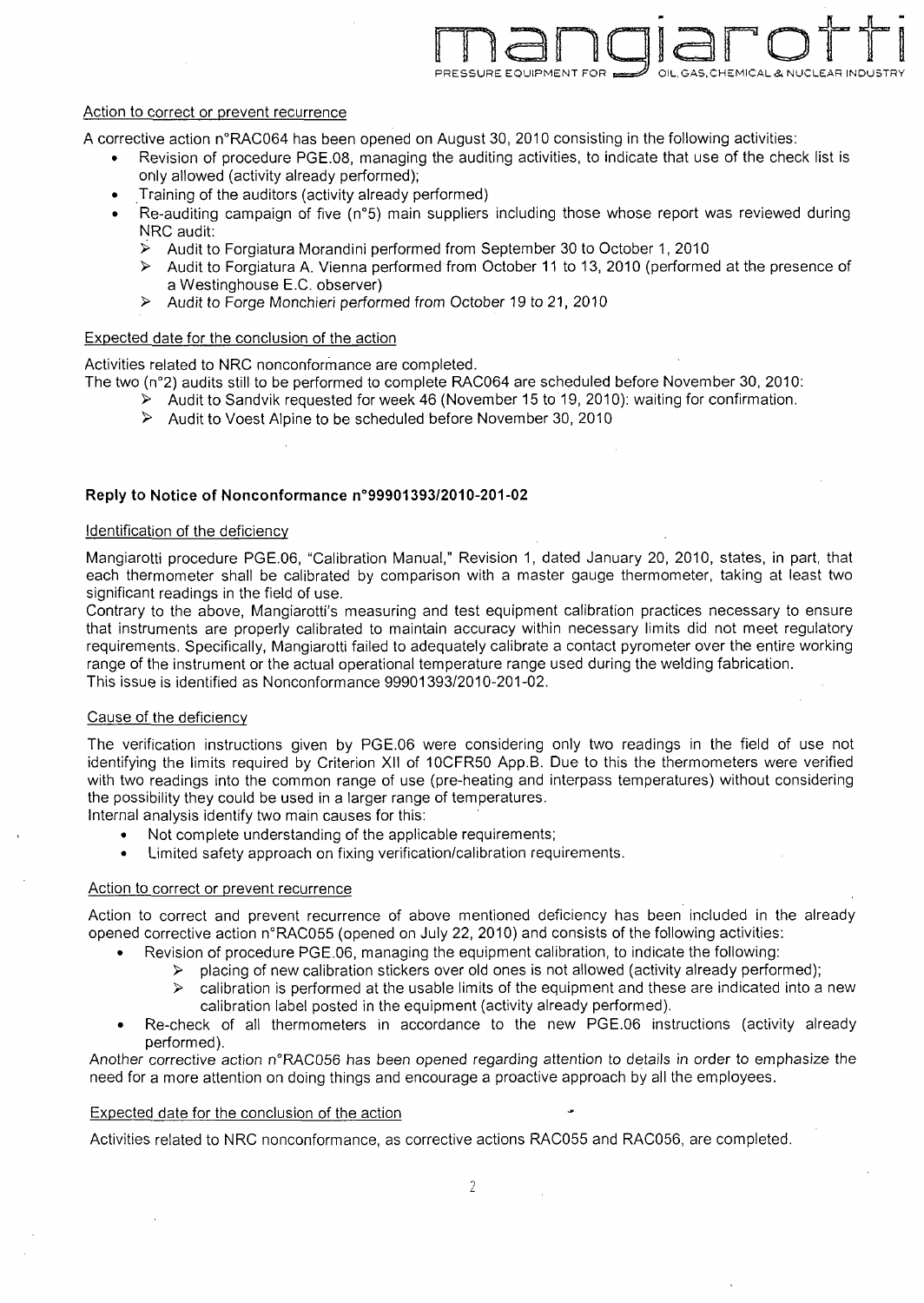Action to correct or prevent recurrence

A corrective action n°RAC064 has been opened on August 30, 2010 consisting in the following activities:

- Revision of procedure PGE.08, managing the auditing activities, to indicate that use of the check list is only allowed (activity already performed);
- Training of the auditors (activity already performed)
- Re-auditing campaign of five (n°5) main suppliers including those whose report was reviewed during NRC audit:
  - Audit to Forgiatura Morandini performed from September 30 to October 1, 2010
  - Audit to Forgiatura A. Vienna performed from October 11 to 13, 2010 (performed at the presence of a Westinghouse E.C. observer)
  - Audit to Forge Monchieri performed from October 19 to 21, 2010

Expected date for the conclusion of the action

Activities related to NRC nonconformance are completed.

The two (n°2) audits still to be performed to complete RAC064 are scheduled before November 30, 2010:

- Audit to Sandvik requested for week 46 (November 15 to 19, 2010): waiting for confirmation.
- Audit to Voest Alpine to be scheduled before November 30, 2010

**Reply to Notice of Nonconformance n°99901393/2010-201-02**

Identification of the deficiency

Mangiarotti procedure PGE.06, "Calibration Manual," Revision 1, dated January 20, 2010, states, in part, that each thermometer shall be calibrated by comparison with a master gauge thermometer, taking at least two significant readings in the field of use.

Contrary to the above, Mangiarotti's measuring and test equipment calibration practices necessary to ensure that instruments are properly calibrated to maintain accuracy within necessary limits did not meet regulatory requirements. Specifically, Mangiarotti failed to adequately calibrate a contact pyrometer over the entire working range of the instrument or the actual operational temperature range used during the welding fabrication.

This issue is identified as Nonconformance 99901393/2010-201-02.

Cause of the deficiency

The verification instructions given by PGE.06 were considering only two readings in the field of use not identifying the limits required by Criterion XII of 10CFR50 App.B. Due to this the thermometers were verified with two readings into the common range of use (pre-heating and interpass temperatures) without considering the possibility they could be used in a larger range of temperatures.

Internal analysis identify two main causes for this:

- Not complete understanding of the applicable requirements;
- Limited safety approach on fixing verification/calibration requirements.

Action to correct or prevent recurrence

Action to correct and prevent recurrence of above mentioned deficiency has been included in the already opened corrective action n°RAC055 (opened on July 22, 2010) and consists of the following activities:

- Revision of procedure PGE.06, managing the equipment calibration, to indicate the following:
  - placing of new calibration stickers over old ones is not allowed (activity already performed);
  - calibration is performed at the usable limits of the equipment and these are indicated into a new calibration label posted in the equipment (activity already performed).
- Re-check of all thermometers in accordance to the new PGE.06 instructions (activity already performed).

Another corrective action n°RAC056 has been opened regarding attention to details in order to emphasize the need for a more attention on doing things and encourage a proactive approach by all the employees.

Expected date for the conclusion of the action

Activities related to NRC nonconformance, as corrective actions RAC055 and RAC056, are completed.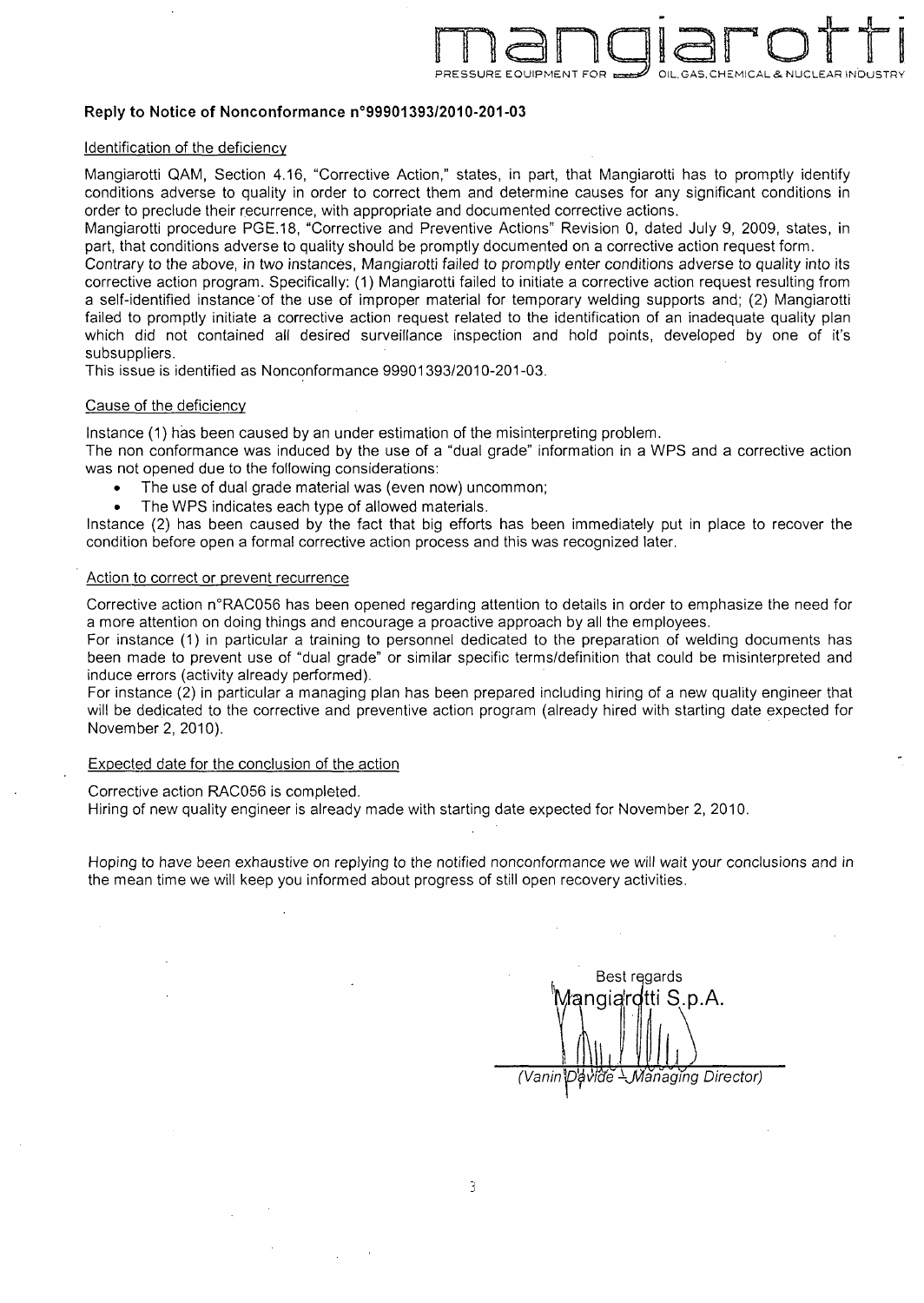mangiarotti

PRESSURE EQUIPMENT FOR OIL, GAS, CHEMICAL & NUCLEAR INDUSTRY

**Reply to Notice of Nonconformance n°99901393/2010-201-03**

Identification of the deficiency

Mangiarotti QAM, Section 4.16, "Corrective Action," states, in part, that Mangiarotti has to promptly identify conditions adverse to quality in order to correct them and determine causes for any significant conditions in order to preclude their recurrence, with appropriate and documented corrective actions.

Mangiarotti procedure PGE.18, "Corrective and Preventive Actions" Revision 0, dated July 9, 2009, states, in part, that conditions adverse to quality should be promptly documented on a corrective action request form.

Contrary to the above, in two instances, Mangiarotti failed to promptly enter conditions adverse to quality into its corrective action program. Specifically: (1) Mangiarotti failed to initiate a corrective action request resulting from a self-identified instance of the use of improper material for temporary welding supports and; (2) Mangiarotti failed to promptly initiate a corrective action request related to the identification of an inadequate quality plan which did not contained all desired surveillance inspection and hold points, developed by one of it's subsuppliers.

This issue is identified as Nonconformance 99901393/2010-201-03.

Cause of the deficiency

Instance (1) has been caused by an under estimation of the misinterpreting problem.

The non conformance was induced by the use of a "dual grade" information in a WPS and a corrective action was not opened due to the following considerations:

- The use of dual grade material was (even now) uncommon;
- The WPS indicates each type of allowed materials.

Instance (2) has been caused by the fact that big efforts has been immediately put in place to recover the condition before open a formal corrective action process and this was recognized later.

Action to correct or prevent recurrence

Corrective action n°RAC056 has been opened regarding attention to details in order to emphasize the need for a more attention on doing things and encourage a proactive approach by all the employees.

For instance (1) in particular a training to personnel dedicated to the preparation of welding documents has been made to prevent use of "dual grade" or similar specific terms/definition that could be misinterpreted and induce errors (activity already performed).

For instance (2) in particular a managing plan has been prepared including hiring of a new quality engineer that will be dedicated to the corrective and preventive action program (already hired with starting date expected for November 2, 2010).

Expected date for the conclusion of the action

Corrective action RAC056 is completed.

Hiring of new quality engineer is already made with starting date expected for November 2, 2010.

Hoping to have been exhaustive on replying to the notified nonconformance we will wait your conclusions and in the mean time we will keep you informed about progress of still open recovery activities.

Best regards

Mangiarotti S.p.A.

*(Vanin Davide – Managing Director)*